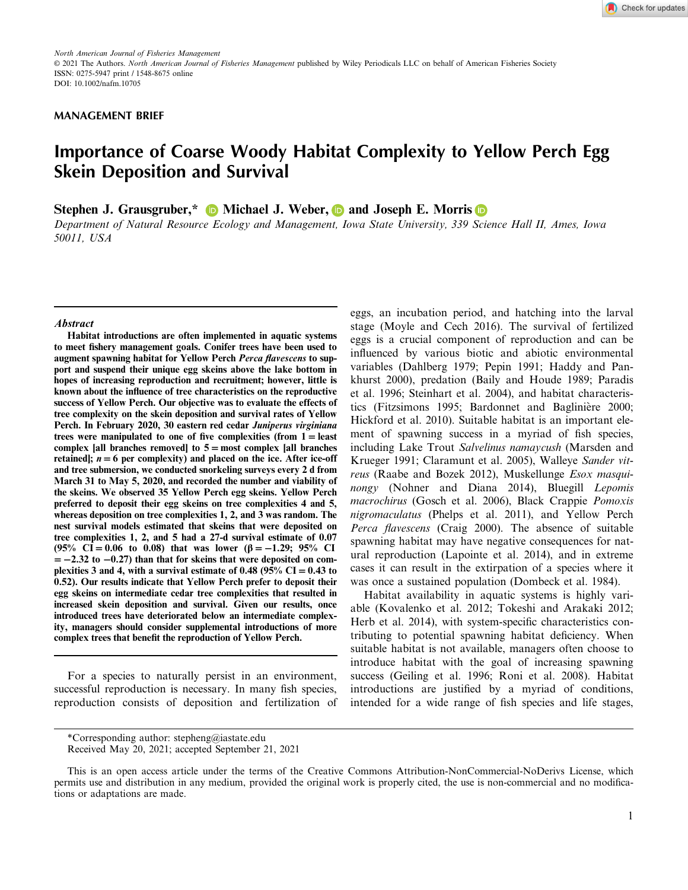North American Journal of Fisheries Management
© 2021 The Authors. *North American Journal of Fisheries Management* published by Wiley Periodicals LLC on behalf of American Fisheries Society
ISSN: 0275-5947 print / 1548-8675 online
DOI: 10.1002/nafm.10705

MANAGEMENT BRIEF

# Importance of Coarse Woody Habitat Complexity to Yellow Perch Egg Skein Deposition and Survival

**Stephen J. Grausgruber,*  Michael J. Weber, and Joseph E. Morris**

*Department of Natural Resource Ecology and Management, Iowa State University, 339 Science Hall II, Ames, Iowa 50011, USA*

## Abstract

**Habitat introductions are often implemented in aquatic systems to meet fishery management goals. Conifer trees have been used to augment spawning habitat for Yellow Perch *Perca flavescens* to support and suspend their unique egg skeins above the lake bottom in hopes of increasing reproduction and recruitment; however, little is known about the influence of tree characteristics on the reproductive success of Yellow Perch. Our objective was to evaluate the effects of tree complexity on the skein deposition and survival rates of Yellow Perch. In February 2020, 30 eastern red cedar *Juniperus virginiana* trees were manipulated to one of five complexities (from 1 = least complex [all branches removed] to 5 = most complex [all branches retained]; $n = 6$ per complexity) and placed on the ice. After ice-off and tree submersion, we conducted snorkeling surveys every 2 d from March 31 to May 5, 2020, and recorded the number and viability of the skeins. We observed 35 Yellow Perch egg skeins. Yellow Perch preferred to deposit their egg skeins on tree complexities 4 and 5, whereas deposition on tree complexities 1, 2, and 3 was random. The nest survival models estimated that skeins that were deposited on tree complexities 1, 2, and 5 had a 27-d survival estimate of 0.07 (95% CI = 0.06 to 0.08) that was lower ($\beta = -1.29$; 95% CI = $-2.32$ to $-0.27$) than that for skeins that were deposited on complexities 3 and 4, with a survival estimate of 0.48 (95% CI = 0.43 to 0.52). Our results indicate that Yellow Perch prefer to deposit their egg skeins on intermediate cedar tree complexities that resulted in increased skein deposition and survival. Given our results, once introduced trees have deteriorated below an intermediate complexity, managers should consider supplemental introductions of more complex trees that benefit the reproduction of Yellow Perch.**

For a species to naturally persist in an environment, successful reproduction is necessary. In many fish species, reproduction consists of deposition and fertilization of eggs, an incubation period, and hatching into the larval stage (Moyle and Cech 2016). The survival of fertilized eggs is a crucial component of reproduction and can be influenced by various biotic and abiotic environmental variables (Dahlberg 1979; Pepin 1991; Haddy and Pankhurst 2000), predation (Baily and Houde 1989; Paradis et al. 1996; Steinhart et al. 2004), and habitat characteristics (Fitzsimons 1995; Bardonnet and Baglinière 2000; Hickford et al. 2010). Suitable habitat is an important element of spawning success in a myriad of fish species, including Lake Trout *Salvelinus namaycush* (Marsden and Krueger 1991; Claramunt et al. 2005), Walleye *Sander vitreus* (Raabe and Bozek 2012), Muskellunge *Esox masquinongy* (Nohner and Diana 2014), Bluegill *Lepomis macrochirus* (Gosch et al. 2006), Black Crappie *Pomoxis nigromaculatus* (Phelps et al. 2011), and Yellow Perch *Perca flavescens* (Craig 2000). The absence of suitable spawning habitat may have negative consequences for natural reproduction (Lapointe et al. 2014), and in extreme cases it can result in the extirpation of a species where it was once a sustained population (Dombeck et al. 1984).

Habitat availability in aquatic systems is highly variable (Kovalenko et al. 2012; Tokeshi and Arakaki 2012; Herb et al. 2014), with system-specific characteristics contributing to potential spawning habitat deficiency. When suitable habitat is not available, managers often choose to introduce habitat with the goal of increasing spawning success (Geiling et al. 1996; Roni et al. 2008). Habitat introductions are justified by a myriad of conditions, intended for a wide range of fish species and life stages,

*Corresponding author: stepheng@iastate.edu
Received May 20, 2021; accepted September 21, 2021

This is an open access article under the terms of the Creative Commons Attribution-NonCommercial-NoDerivs License, which permits use and distribution in any medium, provided the original work is properly cited, the use is non-commercial and no modifications or adaptations are made.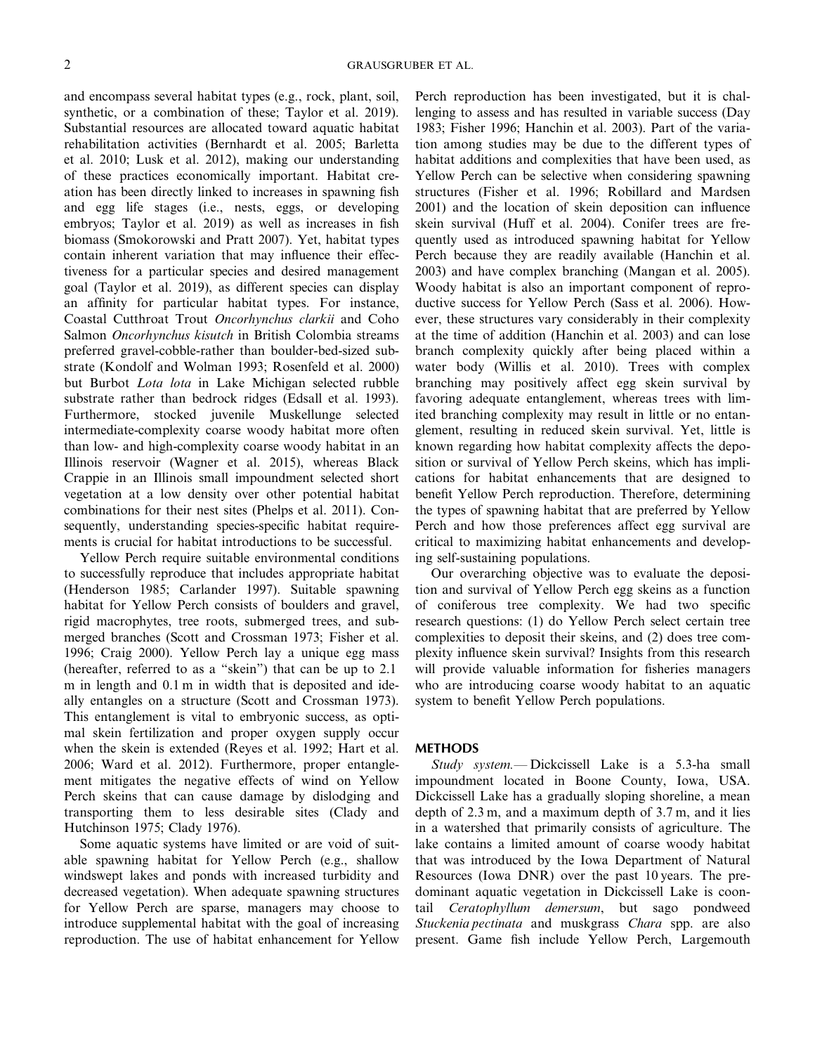and encompass several habitat types (e.g., rock, plant, soil, synthetic, or a combination of these; Taylor et al. 2019). Substantial resources are allocated toward aquatic habitat rehabilitation activities (Bernhardt et al. 2005; Barletta et al. 2010; Lusk et al. 2012), making our understanding of these practices economically important. Habitat creation has been directly linked to increases in spawning fish and egg life stages (i.e., nests, eggs, or developing embryos; Taylor et al. 2019) as well as increases in fish biomass (Smokorowski and Pratt 2007). Yet, habitat types contain inherent variation that may influence their effectiveness for a particular species and desired management goal (Taylor et al. 2019), as different species can display an affinity for particular habitat types. For instance, Coastal Cutthroat Trout *Oncorhynchus clarkii* and Coho Salmon *Oncorhynchus kisutch* in British Colombia streams preferred gravel-cobble-rather than boulder-bed-sized substrate (Kondolf and Wolman 1993; Rosenfeld et al. 2000) but Burbot *Lota lota* in Lake Michigan selected rubble substrate rather than bedrock ridges (Edsall et al. 1993). Furthermore, stocked juvenile Muskellunge selected intermediate-complexity coarse woody habitat more often than low- and high-complexity coarse woody habitat in an Illinois reservoir (Wagner et al. 2015), whereas Black Crappie in an Illinois small impoundment selected short vegetation at a low density over other potential habitat combinations for their nest sites (Phelps et al. 2011). Consequently, understanding species-specific habitat requirements is crucial for habitat introductions to be successful.

Yellow Perch require suitable environmental conditions to successfully reproduce that includes appropriate habitat (Henderson 1985; Carlander 1997). Suitable spawning habitat for Yellow Perch consists of boulders and gravel, rigid macrophytes, tree roots, submerged trees, and submerged branches (Scott and Crossman 1973; Fisher et al. 1996; Craig 2000). Yellow Perch lay a unique egg mass (hereafter, referred to as a "skein") that can be up to 2.1 m in length and 0.1 m in width that is deposited and ideally entangles on a structure (Scott and Crossman 1973). This entanglement is vital to embryonic success, as optimal skein fertilization and proper oxygen supply occur when the skein is extended (Reyes et al. 1992; Hart et al. 2006; Ward et al. 2012). Furthermore, proper entanglement mitigates the negative effects of wind on Yellow Perch skeins that can cause damage by dislodging and transporting them to less desirable sites (Clady and Hutchinson 1975; Clady 1976).

Some aquatic systems have limited or are void of suitable spawning habitat for Yellow Perch (e.g., shallow windswept lakes and ponds with increased turbidity and decreased vegetation). When adequate spawning structures for Yellow Perch are sparse, managers may choose to introduce supplemental habitat with the goal of increasing reproduction. The use of habitat enhancement for Yellow Perch reproduction has been investigated, but it is challenging to assess and has resulted in variable success (Day 1983; Fisher 1996; Hanchin et al. 2003). Part of the variation among studies may be due to the different types of habitat additions and complexities that have been used, as Yellow Perch can be selective when considering spawning structures (Fisher et al. 1996; Robillard and Mardsen 2001) and the location of skein deposition can influence skein survival (Huff et al. 2004). Conifer trees are frequently used as introduced spawning habitat for Yellow Perch because they are readily available (Hanchin et al. 2003) and have complex branching (Mangan et al. 2005). Woody habitat is also an important component of reproductive success for Yellow Perch (Sass et al. 2006). However, these structures vary considerably in their complexity at the time of addition (Hanchin et al. 2003) and can lose branch complexity quickly after being placed within a water body (Willis et al. 2010). Trees with complex branching may positively affect egg skein survival by favoring adequate entanglement, whereas trees with limited branching complexity may result in little or no entanglement, resulting in reduced skein survival. Yet, little is known regarding how habitat complexity affects the deposition or survival of Yellow Perch skeins, which has implications for habitat enhancements that are designed to benefit Yellow Perch reproduction. Therefore, determining the types of spawning habitat that are preferred by Yellow Perch and how those preferences affect egg survival are critical to maximizing habitat enhancements and developing self-sustaining populations.

Our overarching objective was to evaluate the deposition and survival of Yellow Perch egg skeins as a function of coniferous tree complexity. We had two specific research questions: (1) do Yellow Perch select certain tree complexities to deposit their skeins, and (2) does tree complexity influence skein survival? Insights from this research will provide valuable information for fisheries managers who are introducing coarse woody habitat to an aquatic system to benefit Yellow Perch populations.

## METHODS

*Study system.*— Dickcissell Lake is a 5.3-ha small impoundment located in Boone County, Iowa, USA. Dickcissell Lake has a gradually sloping shoreline, a mean depth of 2.3 m, and a maximum depth of 3.7 m, and it lies in a watershed that primarily consists of agriculture. The lake contains a limited amount of coarse woody habitat that was introduced by the Iowa Department of Natural Resources (Iowa DNR) over the past 10 years. The predominant aquatic vegetation in Dickcissell Lake is coontail *Ceratophyllum demersum*, but sago pondweed *Stuckenia pectinata* and muskgrass *Chara* spp. are also present. Game fish include Yellow Perch, Largemouth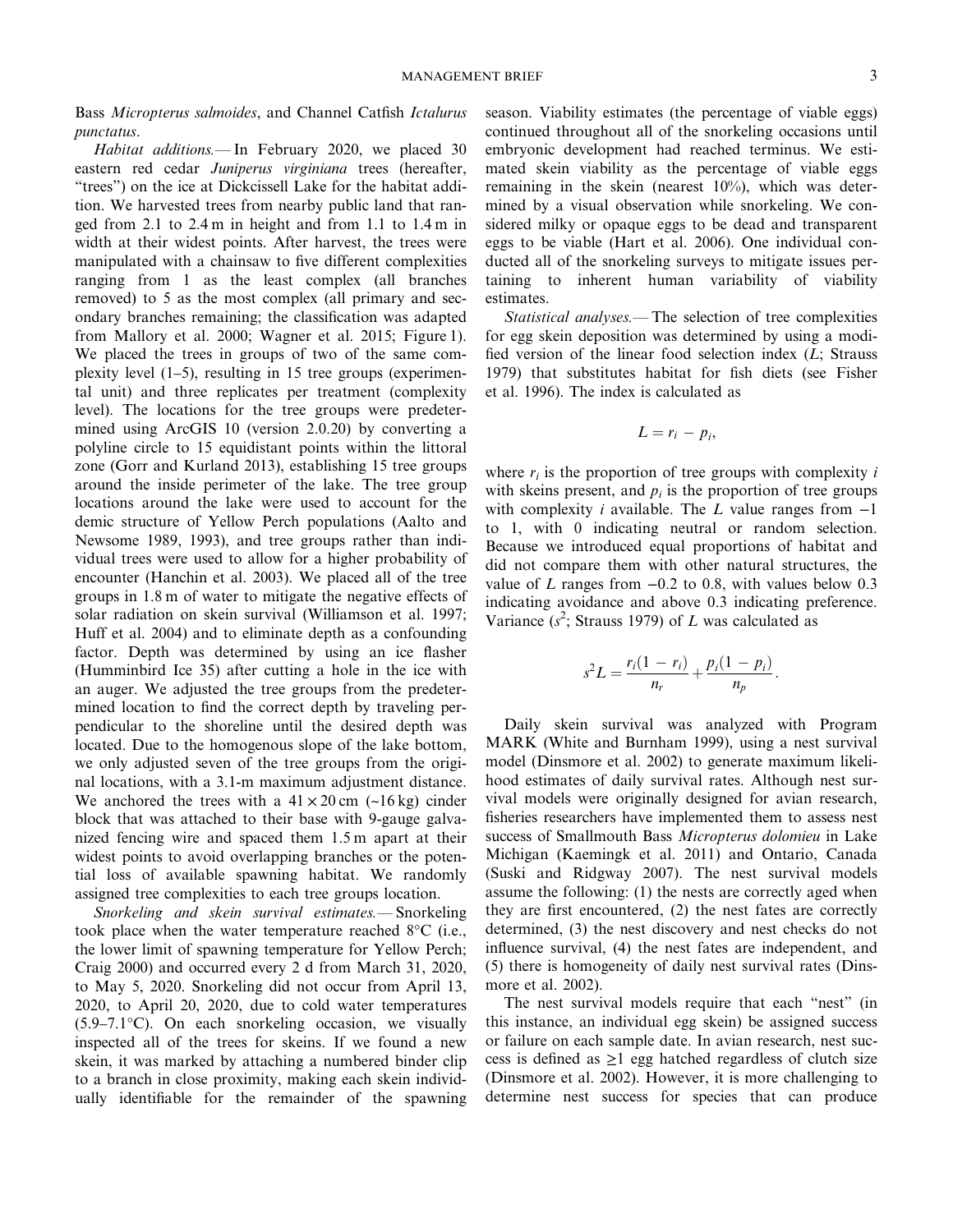Bass *Micropterus salmoides*, and Channel Catfish *Ictalurus punctatus*.

*Habitat additions.*— In February 2020, we placed 30 eastern red cedar *Juniperus virginiana* trees (hereafter, "trees") on the ice at Dickcissell Lake for the habitat addition. We harvested trees from nearby public land that ranged from 2.1 to 2.4 m in height and from 1.1 to 1.4 m in width at their widest points. After harvest, the trees were manipulated with a chainsaw to five different complexities ranging from 1 as the least complex (all branches removed) to 5 as the most complex (all primary and secondary branches remaining; the classification was adapted from Mallory et al. 2000; Wagner et al. 2015; Figure 1). We placed the trees in groups of two of the same complexity level (1–5), resulting in 15 tree groups (experimental unit) and three replicates per treatment (complexity level). The locations for the tree groups were predetermined using ArcGIS 10 (version 2.0.20) by converting a polyline circle to 15 equidistant points within the littoral zone (Gorr and Kurland 2013), establishing 15 tree groups around the inside perimeter of the lake. The tree group locations around the lake were used to account for the demic structure of Yellow Perch populations (Aalto and Newsome 1989, 1993), and tree groups rather than individual trees were used to allow for a higher probability of encounter (Hanchin et al. 2003). We placed all of the tree groups in 1.8 m of water to mitigate the negative effects of solar radiation on skein survival (Williamson et al. 1997; Huff et al. 2004) and to eliminate depth as a confounding factor. Depth was determined by using an ice flasher (Humminbird Ice 35) after cutting a hole in the ice with an auger. We adjusted the tree groups from the predetermined location to find the correct depth by traveling perpendicular to the shoreline until the desired depth was located. Due to the homogenous slope of the lake bottom, we only adjusted seven of the tree groups from the original locations, with a 3.1-m maximum adjustment distance. We anchored the trees with a $41 \times 20$ cm (~16 kg) cinder block that was attached to their base with 9-gauge galvanized fencing wire and spaced them 1.5 m apart at their widest points to avoid overlapping branches or the potential loss of available spawning habitat. We randomly assigned tree complexities to each tree groups location.

*Snorkeling and skein survival estimates.*— Snorkeling took place when the water temperature reached 8°C (i.e., the lower limit of spawning temperature for Yellow Perch; Craig 2000) and occurred every 2 d from March 31, 2020, to May 5, 2020. Snorkeling did not occur from April 13, 2020, to April 20, 2020, due to cold water temperatures (5.9–7.1°C). On each snorkeling occasion, we visually inspected all of the trees for skeins. If we found a new skein, it was marked by attaching a numbered binder clip to a branch in close proximity, making each skein individually identifiable for the remainder of the spawning season. Viability estimates (the percentage of viable eggs) continued throughout all of the snorkeling occasions until embryonic development had reached terminus. We estimated skein viability as the percentage of viable eggs remaining in the skein (nearest 10%), which was determined by a visual observation while snorkeling. We considered milky or opaque eggs to be dead and transparent eggs to be viable (Hart et al. 2006). One individual conducted all of the snorkeling surveys to mitigate issues pertaining to inherent human variability of viability estimates.

*Statistical analyses.*— The selection of tree complexities for egg skein deposition was determined by using a modified version of the linear food selection index ($L$; Strauss 1979) that substitutes habitat for fish diets (see Fisher et al. 1996). The index is calculated as

$$L = r_i - p_i,$$

where $r_i$ is the proportion of tree groups with complexity $i$ with skeins present, and $p_i$ is the proportion of tree groups with complexity $i$ available. The $L$ value ranges from −1 to 1, with 0 indicating neutral or random selection. Because we introduced equal proportions of habitat and did not compare them with other natural structures, the value of $L$ ranges from −0.2 to 0.8, with values below 0.3 indicating avoidance and above 0.3 indicating preference. Variance ($s^2$; Strauss 1979) of $L$ was calculated as

$$s^2L = \frac{r_i(1 - r_i)}{n_r} + \frac{p_i(1 - p_i)}{n_p}.$$

Daily skein survival was analyzed with Program MARK (White and Burnham 1999), using a nest survival model (Dinsmore et al. 2002) to generate maximum likelihood estimates of daily survival rates. Although nest survival models were originally designed for avian research, fisheries researchers have implemented them to assess nest success of Smallmouth Bass *Micropterus dolomieu* in Lake Michigan (Kaemingk et al. 2011) and Ontario, Canada (Suski and Ridgway 2007). The nest survival models assume the following: (1) the nests are correctly aged when they are first encountered, (2) the nest fates are correctly determined, (3) the nest discovery and nest checks do not influence survival, (4) the nest fates are independent, and (5) there is homogeneity of daily nest survival rates (Dinsmore et al. 2002).

The nest survival models require that each "nest" (in this instance, an individual egg skein) be assigned success or failure on each sample date. In avian research, nest success is defined as ≥1 egg hatched regardless of clutch size (Dinsmore et al. 2002). However, it is more challenging to determine nest success for species that can produce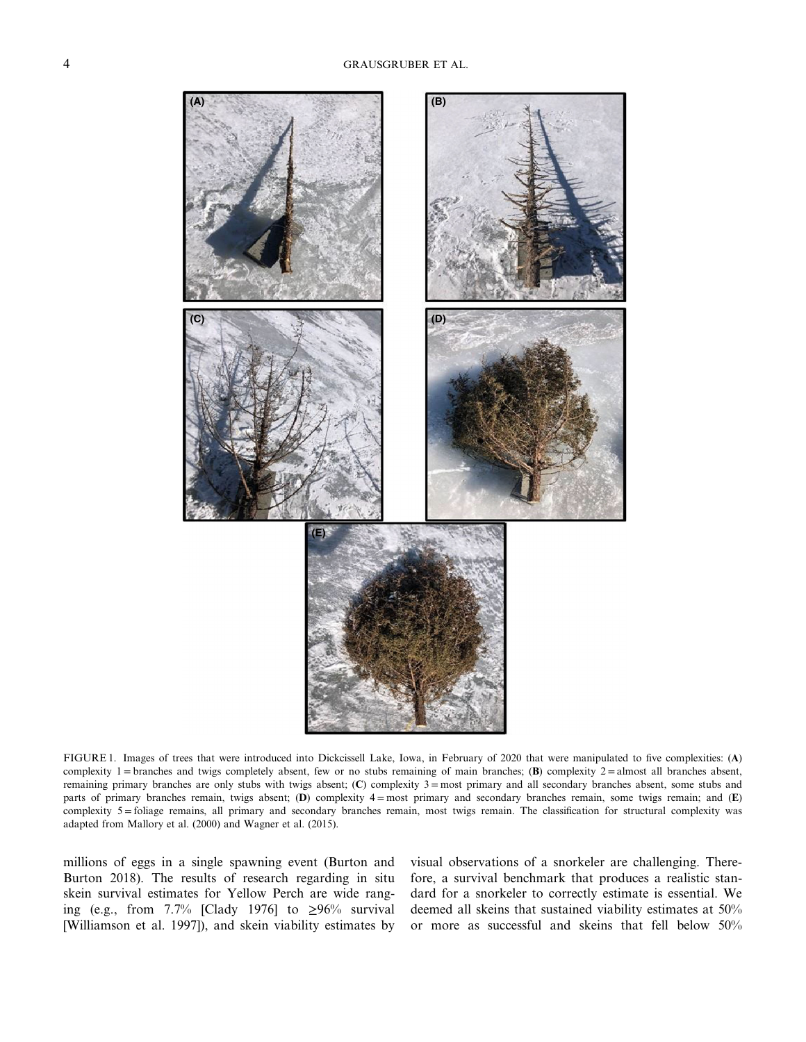FIGURE 1. Images of trees that were introduced into Dickcissell Lake, Iowa, in February of 2020 that were manipulated to five complexities: (**A**) complexity 1 = branches and twigs completely absent, few or no stubs remaining of main branches; (**B**) complexity 2 = almost all branches absent, remaining primary branches are only stubs with twigs absent; (**C**) complexity 3 = most primary and all secondary branches absent, some stubs and parts of primary branches remain, twigs absent; (**D**) complexity 4 = most primary and secondary branches remain, some twigs remain; and (**E**) complexity 5 = foliage remains, all primary and secondary branches remain, most twigs remain. The classification for structural complexity was adapted from Mallory et al. (2000) and Wagner et al. (2015).

millions of eggs in a single spawning event (Burton and Burton 2018). The results of research regarding in situ skein survival estimates for Yellow Perch are wide ranging (e.g., from 7.7% [Clady 1976] to ≥96% survival [Williamson et al. 1997]), and skein viability estimates by visual observations of a snorkeler are challenging. Therefore, a survival benchmark that produces a realistic standard for a snorkeler to correctly estimate is essential. We deemed all skeins that sustained viability estimates at 50% or more as successful and skeins that fell below 50%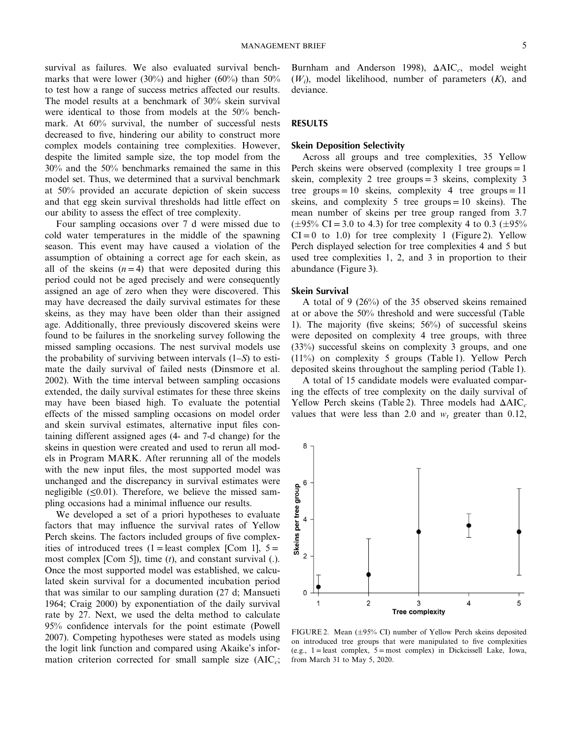survival as failures. We also evaluated survival benchmarks that were lower (30%) and higher (60%) than 50% to test how a range of success metrics affected our results. The model results at a benchmark of 30% skein survival were identical to those from models at the 50% benchmark. At 60% survival, the number of successful nests decreased to five, hindering our ability to construct more complex models containing tree complexities. However, despite the limited sample size, the top model from the 30% and the 50% benchmarks remained the same in this model set. Thus, we determined that a survival benchmark at 50% provided an accurate depiction of skein success and that egg skein survival thresholds had little effect on our ability to assess the effect of tree complexity.

Four sampling occasions over 7 d were missed due to cold water temperatures in the middle of the spawning season. This event may have caused a violation of the assumption of obtaining a correct age for each skein, as all of the skeins ($n = 4$) that were deposited during this period could not be aged precisely and were consequently assigned an age of zero when they were discovered. This may have decreased the daily survival estimates for these skeins, as they may have been older than their assigned age. Additionally, three previously discovered skeins were found to be failures in the snorkeling survey following the missed sampling occasions. The nest survival models use the probability of surviving between intervals (1–*S*) to estimate the daily survival of failed nests (Dinsmore et al. 2002). With the time interval between sampling occasions extended, the daily survival estimates for these three skeins may have been biased high. To evaluate the potential effects of the missed sampling occasions on model order and skein survival estimates, alternative input files containing different assigned ages (4- and 7-d change) for the skeins in question were created and used to rerun all models in Program MARK. After rerunning all of the models with the new input files, the most supported model was unchanged and the discrepancy in survival estimates were negligible ($\leq$0.01). Therefore, we believe the missed sampling occasions had a minimal influence our results.

We developed a set of a priori hypotheses to evaluate factors that may influence the survival rates of Yellow Perch skeins. The factors included groups of five complexities of introduced trees (1 = least complex [Com 1], 5 = most complex [Com 5]), time (*t*), and constant survival (.). Once the most supported model was established, we calculated skein survival for a documented incubation period that was similar to our sampling duration (27 d; Mansueti 1964; Craig 2000) by exponentiation of the daily survival rate by 27. Next, we used the delta method to calculate 95% confidence intervals for the point estimate (Powell 2007). Competing hypotheses were stated as models using the logit link function and compared using Akaike's information criterion corrected for small sample size ($AIC_c$; Burnham and Anderson 1998), $\Delta AIC_c$, model weight ($W_i$), model likelihood, number of parameters (*K*), and deviance.

## RESULTS

### Skein Deposition Selectivity

Across all groups and tree complexities, 35 Yellow Perch skeins were observed (complexity 1 tree groups = 1 skein, complexity 2 tree groups = 3 skeins, complexity 3 tree groups = 10 skeins, complexity 4 tree groups = 11 skeins, and complexity 5 tree groups = 10 skeins). The mean number of skeins per tree group ranged from 3.7 (±95% CI = 3.0 to 4.3) for tree complexity 4 to 0.3 (±95% CI = 0 to 1.0) for tree complexity 1 (Figure 2). Yellow Perch displayed selection for tree complexities 4 and 5 but used tree complexities 1, 2, and 3 in proportion to their abundance (Figure 3).

### Skein Survival

A total of 9 (26%) of the 35 observed skeins remained at or above the 50% threshold and were successful (Table 1). The majority (five skeins; 56%) of successful skeins were deposited on complexity 4 tree groups, with three (33%) successful skeins on complexity 3 groups, and one (11%) on complexity 5 groups (Table 1). Yellow Perch deposited skeins throughout the sampling period (Table 1).

A total of 15 candidate models were evaluated comparing the effects of tree complexity on the daily survival of Yellow Perch skeins (Table 2). Three models had $\Delta AIC_c$ values that were less than 2.0 and $w_i$ greater than 0.12,

Skeins per tree group
0
2
4
6
8
1
2
3
4
5
Tree complexity

FIGURE 2. Mean (±95% CI) number of Yellow Perch skeins deposited on introduced tree groups that were manipulated to five complexities (e.g., 1 = least complex, 5 = most complex) in Dickcissell Lake, Iowa, from March 31 to May 5, 2020.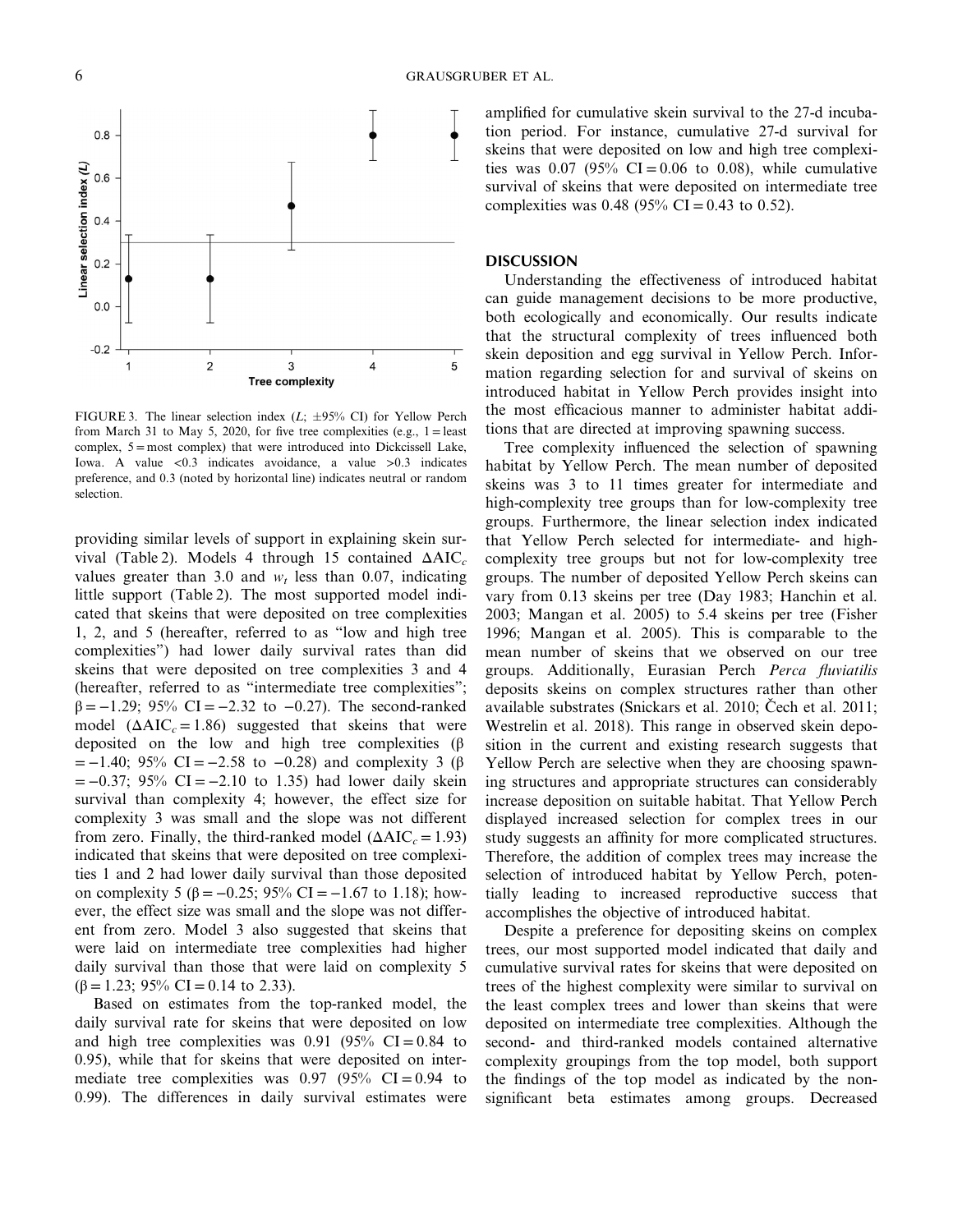Linear selection index (*L*)

0.8

0.6

0.4

0.2

0.0

-0.2

1 2 3 4 5

Tree complexity

FIGURE 3. The linear selection index ($L$; ±95% CI) for Yellow Perch from March 31 to May 5, 2020, for five tree complexities (e.g., 1 = least complex, 5 = most complex) that were introduced into Dickcissell Lake, Iowa. A value <0.3 indicates avoidance, a value >0.3 indicates preference, and 0.3 (noted by horizontal line) indicates neutral or random selection.

providing similar levels of support in explaining skein survival (Table 2). Models 4 through 15 contained $\Delta AIC_c$ values greater than 3.0 and $w_t$ less than 0.07, indicating little support (Table 2). The most supported model indicated that skeins that were deposited on tree complexities 1, 2, and 5 (hereafter, referred to as "low and high tree complexities") had lower daily survival rates than did skeins that were deposited on tree complexities 3 and 4 (hereafter, referred to as "intermediate tree complexities"; $\beta = -1.29$; 95% CI = −2.32 to −0.27). The second-ranked model ($\Delta AIC_c = 1.86$) suggested that skeins that were deposited on the low and high tree complexities ($\beta = -1.40$; 95% CI = −2.58 to −0.28) and complexity 3 ($\beta = -0.37$; 95% CI = −2.10 to 1.35) had lower daily skein survival than complexity 4; however, the effect size for complexity 3 was small and the slope was not different from zero. Finally, the third-ranked model ($\Delta AIC_c = 1.93$) indicated that skeins that were deposited on tree complexities 1 and 2 had lower daily survival than those deposited on complexity 5 ($\beta = -0.25$; 95% CI = −1.67 to 1.18); however, the effect size was small and the slope was not different from zero. Model 3 also suggested that skeins that were laid on intermediate tree complexities had higher daily survival than those that were laid on complexity 5 ($\beta = 1.23$; 95% CI = 0.14 to 2.33).

Based on estimates from the top-ranked model, the daily survival rate for skeins that were deposited on low and high tree complexities was 0.91 (95% CI = 0.84 to 0.95), while that for skeins that were deposited on intermediate tree complexities was 0.97 (95% CI = 0.94 to 0.99). The differences in daily survival estimates were amplified for cumulative skein survival to the 27-d incubation period. For instance, cumulative 27-d survival for skeins that were deposited on low and high tree complexities was 0.07 (95% CI = 0.06 to 0.08), while cumulative survival of skeins that were deposited on intermediate tree complexities was 0.48 (95% CI = 0.43 to 0.52).

## DISCUSSION

Understanding the effectiveness of introduced habitat can guide management decisions to be more productive, both ecologically and economically. Our results indicate that the structural complexity of trees influenced both skein deposition and egg survival in Yellow Perch. Information regarding selection for and survival of skeins on introduced habitat in Yellow Perch provides insight into the most efficacious manner to administer habitat additions that are directed at improving spawning success.

Tree complexity influenced the selection of spawning habitat by Yellow Perch. The mean number of deposited skeins was 3 to 11 times greater for intermediate and high-complexity tree groups than for low-complexity tree groups. Furthermore, the linear selection index indicated that Yellow Perch selected for intermediate- and high-complexity tree groups but not for low-complexity tree groups. The number of deposited Yellow Perch skeins can vary from 0.13 skeins per tree (Day 1983; Hanchin et al. 2003; Mangan et al. 2005) to 5.4 skeins per tree (Fisher 1996; Mangan et al. 2005). This is comparable to the mean number of skeins that we observed on our tree groups. Additionally, Eurasian Perch *Perca fluviatilis* deposits skeins on complex structures rather than other available substrates (Snickars et al. 2010; Čech et al. 2011; Westrelin et al. 2018). This range in observed skein deposition in the current and existing research suggests that Yellow Perch are selective when they are choosing spawning structures and appropriate structures can considerably increase deposition on suitable habitat. That Yellow Perch displayed increased selection for complex trees in our study suggests an affinity for more complicated structures. Therefore, the addition of complex trees may increase the selection of introduced habitat by Yellow Perch, potentially leading to increased reproductive success that accomplishes the objective of introduced habitat.

Despite a preference for depositing skeins on complex trees, our most supported model indicated that daily and cumulative survival rates for skeins that were deposited on trees of the highest complexity were similar to survival on the least complex trees and lower than skeins that were deposited on intermediate tree complexities. Although the second- and third-ranked models contained alternative complexity groupings from the top model, both support the findings of the top model as indicated by the non-significant beta estimates among groups. Decreased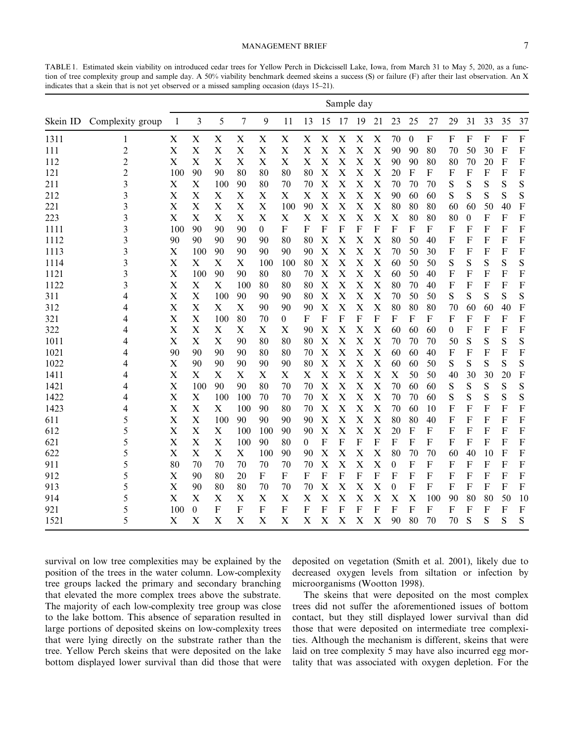TABLE 1. Estimated skein viability on introduced cedar trees for Yellow Perch in Dickcissell Lake, Iowa, from March 31 to May 5, 2020, as a function of tree complexity group and sample day. A 50% viability benchmark deemed skeins a success (S) or failure (F) after their last observation. An X indicates that a skein that is not yet observed or a missed sampling occasion (days 15–21).

| Skein ID | Complexity group | Sample day | | | | | | | | | | | | | | | | | | |
|---|---|---|---|---|---|---|---|---|---|---|---|---|---|---|---|---|---|---|---|---|
| | | 1 | 3 | 5 | 7 | 9 | 11 | 13 | 15 | 17 | 19 | 21 | 23 | 25 | 27 | 29 | 31 | 33 | 35 | 37 |
| 1311 | 1 | X | X | X | X | X | X | X | X | X | X | X | 70 | 0 | F | F | F | F | F | F |
| 111 | 2 | X | X | X | X | X | X | X | X | X | X | X | 90 | 90 | 80 | 70 | 50 | 30 | F | F |
| 112 | 2 | X | X | X | X | X | X | X | X | X | X | X | 90 | 90 | 80 | 80 | 70 | 20 | F | F |
| 121 | 2 | 100 | 90 | 90 | 80 | 80 | 80 | 80 | X | X | X | X | 20 | F | F | F | F | F | F | F |
| 211 | 3 | X | X | 100 | 90 | 80 | 70 | 70 | X | X | X | X | 70 | 70 | 70 | S | S | S | S | S |
| 212 | 3 | X | X | X | X | X | X | X | X | X | X | X | 90 | 60 | 60 | S | S | S | S | S |
| 221 | 3 | X | X | X | X | X | 100 | 90 | X | X | X | X | 80 | 80 | 80 | 60 | 60 | 50 | 40 | F |
| 223 | 3 | X | X | X | X | X | X | X | X | X | X | X | X | 80 | 80 | 80 | 0 | F | F | F |
| 1111 | 3 | 100 | 90 | 90 | 90 | 0 | F | F | F | F | F | F | F | F | F | F | F | F | F | F |
| 1112 | 3 | 90 | 90 | 90 | 90 | 90 | 80 | 80 | X | X | X | X | 80 | 50 | 40 | F | F | F | F | F |
| 1113 | 3 | X | 100 | 90 | 90 | 90 | 90 | 90 | X | X | X | X | 70 | 50 | 30 | F | F | F | F | F |
| 1114 | 3 | X | X | X | X | 100 | 100 | 80 | X | X | X | X | 60 | 50 | 50 | S | S | S | S | S |
| 1121 | 3 | X | 100 | 90 | 90 | 80 | 80 | 70 | X | X | X | X | 60 | 50 | 40 | F | F | F | F | F |
| 1122 | 3 | X | X | X | 100 | 80 | 80 | 80 | X | X | X | X | 80 | 70 | 40 | F | F | F | F | F |
| 311 | 4 | X | X | 100 | 90 | 90 | 90 | 80 | X | X | X | X | 70 | 50 | 50 | S | S | S | S | S |
| 312 | 4 | X | X | X | X | 90 | 90 | 90 | X | X | X | X | 80 | 80 | 80 | 70 | 60 | 60 | 40 | F |
| 321 | 4 | X | X | 100 | 80 | 70 | 0 | F | F | F | F | F | F | F | F | F | F | F | F | F |
| 322 | 4 | X | X | X | X | X | X | 90 | X | X | X | X | 60 | 60 | 60 | 0 | F | F | F | F |
| 1011 | 4 | X | X | X | 90 | 80 | 80 | 80 | X | X | X | X | 70 | 70 | 70 | 50 | S | S | S | S |
| 1021 | 4 | 90 | 90 | 90 | 90 | 80 | 80 | 70 | X | X | X | X | 60 | 60 | 40 | F | F | F | F | F |
| 1022 | 4 | X | 90 | 90 | 90 | 90 | 90 | 80 | X | X | X | X | 60 | 60 | 50 | S | S | S | S | S |
| 1411 | 4 | X | X | X | X | X | X | X | X | X | X | X | X | 50 | 50 | 40 | 30 | 30 | 20 | F |
| 1421 | 4 | X | 100 | 90 | 90 | 80 | 70 | 70 | X | X | X | X | 70 | 60 | 60 | S | S | S | S | S |
| 1422 | 4 | X | X | 100 | 100 | 70 | 70 | 70 | X | X | X | X | 70 | 70 | 60 | S | S | S | S | S |
| 1423 | 4 | X | X | X | 100 | 90 | 80 | 70 | X | X | X | X | 70 | 60 | 10 | F | F | F | F | F |
| 611 | 5 | X | X | 100 | 90 | 90 | 90 | 90 | X | X | X | X | 80 | 80 | 40 | F | F | F | F | F |
| 612 | 5 | X | X | X | 100 | 100 | 90 | 90 | X | X | X | X | 20 | F | F | F | F | F | F | F |
| 621 | 5 | X | X | X | 100 | 90 | 80 | 0 | F | F | F | F | F | F | F | F | F | F | F | F |
| 622 | 5 | X | X | X | X | 100 | 90 | 90 | X | X | X | X | 80 | 70 | 70 | 60 | 40 | 10 | F | F |
| 911 | 5 | 80 | 70 | 70 | 70 | 70 | 70 | 70 | X | X | X | X | 0 | F | F | F | F | F | F | F |
| 912 | 5 | X | 90 | 80 | 20 | F | F | F | F | F | F | F | F | F | F | F | F | F | F | F |
| 913 | 5 | X | 90 | 80 | 80 | 70 | 70 | 70 | X | X | X | X | 0 | F | F | F | F | F | F | F |
| 914 | 5 | X | X | X | X | X | X | X | X | X | X | X | X | X | 100 | 90 | 80 | 80 | 50 | 10 |
| 921 | 5 | 100 | 0 | F | F | F | F | F | F | F | F | F | F | F | F | F | F | F | F | F |
| 1521 | 5 | X | X | X | X | X | X | X | X | X | X | X | 90 | 80 | 70 | 70 | S | S | S | S |

survival on low tree complexities may be explained by the position of the trees in the water column. Low-complexity tree groups lacked the primary and secondary branching that elevated the more complex trees above the substrate. The majority of each low-complexity tree group was close to the lake bottom. This absence of separation resulted in large portions of deposited skeins on low-complexity trees that were lying directly on the substrate rather than the tree. Yellow Perch skeins that were deposited on the lake bottom displayed lower survival than did those that were deposited on vegetation (Smith et al. 2001), likely due to decreased oxygen levels from siltation or infection by microorganisms (Wootton 1998).

The skeins that were deposited on the most complex trees did not suffer the aforementioned issues of bottom contact, but they still displayed lower survival than did those that were deposited on intermediate tree complexities. Although the mechanism is different, skeins that were laid on tree complexity 5 may have also incurred egg mortality that was associated with oxygen depletion. For the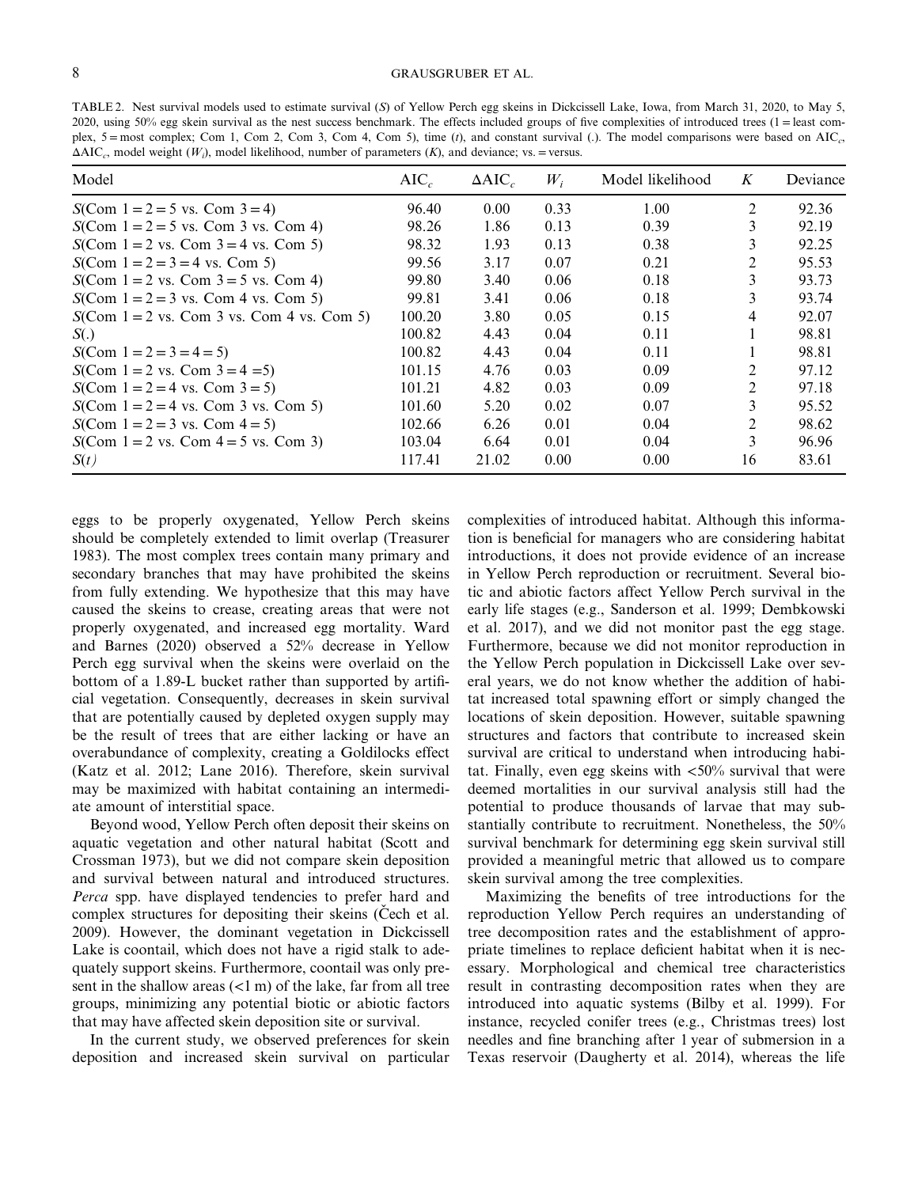TABLE 2. Nest survival models used to estimate survival ($S$) of Yellow Perch egg skeins in Dickcissell Lake, Iowa, from March 31, 2020, to May 5, 2020, using 50% egg skein survival as the nest success benchmark. The effects included groups of five complexities of introduced trees (1 = least complex, 5 = most complex; Com 1, Com 2, Com 3, Com 4, Com 5), time ($t$), and constant survival (.). The model comparisons were based on $AIC_c$, $\Delta AIC_c$, model weight ($W_i$), model likelihood, number of parameters ($K$), and deviance; vs. = versus.

| Model | $AIC_c$ | $\Delta AIC_c$ | $W_i$ | Model likelihood | $K$ | Deviance |
|---|---|---|---|---|---|---|
| $S$(Com 1 = 2 = 5 vs. Com 3 = 4) | 96.40 | 0.00 | 0.33 | 1.00 | 2 | 92.36 |
| $S$(Com 1 = 2 = 5 vs. Com 3 vs. Com 4) | 98.26 | 1.86 | 0.13 | 0.39 | 3 | 92.19 |
| $S$(Com 1 = 2 vs. Com 3 = 4 vs. Com 5) | 98.32 | 1.93 | 0.13 | 0.38 | 3 | 92.25 |
| $S$(Com 1 = 2 = 3 = 4 vs. Com 5) | 99.56 | 3.17 | 0.07 | 0.21 | 2 | 95.53 |
| $S$(Com 1 = 2 vs. Com 3 = 5 vs. Com 4) | 99.80 | 3.40 | 0.06 | 0.18 | 3 | 93.73 |
| $S$(Com 1 = 2 = 3 vs. Com 4 vs. Com 5) | 99.81 | 3.41 | 0.06 | 0.18 | 3 | 93.74 |
| $S$(Com 1 = 2 vs. Com 3 vs. Com 4 vs. Com 5) | 100.20 | 3.80 | 0.05 | 0.15 | 4 | 92.07 |
| $S$(.) | 100.82 | 4.43 | 0.04 | 0.11 | 1 | 98.81 |
| $S$(Com 1 = 2 = 3 = 4 = 5) | 100.82 | 4.43 | 0.04 | 0.11 | 1 | 98.81 |
| $S$(Com 1 = 2 vs. Com 3 = 4 =5) | 101.15 | 4.76 | 0.03 | 0.09 | 2 | 97.12 |
| $S$(Com 1 = 2 = 4 vs. Com 3 = 5) | 101.21 | 4.82 | 0.03 | 0.09 | 2 | 97.18 |
| $S$(Com 1 = 2 = 4 vs. Com 3 vs. Com 5) | 101.60 | 5.20 | 0.02 | 0.07 | 3 | 95.52 |
| $S$(Com 1 = 2 = 3 vs. Com 4 = 5) | 102.66 | 6.26 | 0.01 | 0.04 | 2 | 98.62 |
| $S$(Com 1 = 2 vs. Com 4 = 5 vs. Com 3) | 103.04 | 6.64 | 0.01 | 0.04 | 3 | 96.96 |
| $S(t)$ | 117.41 | 21.02 | 0.00 | 0.00 | 16 | 83.61 |

eggs to be properly oxygenated, Yellow Perch skeins should be completely extended to limit overlap (Treasurer 1983). The most complex trees contain many primary and secondary branches that may have prohibited the skeins from fully extending. We hypothesize that this may have caused the skeins to crease, creating areas that were not properly oxygenated, and increased egg mortality. Ward and Barnes (2020) observed a 52% decrease in Yellow Perch egg survival when the skeins were overlaid on the bottom of a 1.89-L bucket rather than supported by artificial vegetation. Consequently, decreases in skein survival that are potentially caused by depleted oxygen supply may be the result of trees that are either lacking or have an overabundance of complexity, creating a Goldilocks effect (Katz et al. 2012; Lane 2016). Therefore, skein survival may be maximized with habitat containing an intermediate amount of interstitial space.

Beyond wood, Yellow Perch often deposit their skeins on aquatic vegetation and other natural habitat (Scott and Crossman 1973), but we did not compare skein deposition and survival between natural and introduced structures. *Perca* spp. have displayed tendencies to prefer hard and complex structures for depositing their skeins (Čech et al. 2009). However, the dominant vegetation in Dickcissell Lake is coontail, which does not have a rigid stalk to adequately support skeins. Furthermore, coontail was only present in the shallow areas (<1 m) of the lake, far from all tree groups, minimizing any potential biotic or abiotic factors that may have affected skein deposition site or survival.

In the current study, we observed preferences for skein deposition and increased skein survival on particular complexities of introduced habitat. Although this information is beneficial for managers who are considering habitat introductions, it does not provide evidence of an increase in Yellow Perch reproduction or recruitment. Several biotic and abiotic factors affect Yellow Perch survival in the early life stages (e.g., Sanderson et al. 1999; Dembkowski et al. 2017), and we did not monitor past the egg stage. Furthermore, because we did not monitor reproduction in the Yellow Perch population in Dickcissell Lake over several years, we do not know whether the addition of habitat increased total spawning effort or simply changed the locations of skein deposition. However, suitable spawning structures and factors that contribute to increased skein survival are critical to understand when introducing habitat. Finally, even egg skeins with <50% survival that were deemed mortalities in our survival analysis still had the potential to produce thousands of larvae that may substantially contribute to recruitment. Nonetheless, the 50% survival benchmark for determining egg skein survival still provided a meaningful metric that allowed us to compare skein survival among the tree complexities.

Maximizing the benefits of tree introductions for the reproduction Yellow Perch requires an understanding of tree decomposition rates and the establishment of appropriate timelines to replace deficient habitat when it is necessary. Morphological and chemical tree characteristics result in contrasting decomposition rates when they are introduced into aquatic systems (Bilby et al. 1999). For instance, recycled conifer trees (e.g., Christmas trees) lost needles and fine branching after 1 year of submersion in a Texas reservoir (Daugherty et al. 2014), whereas the life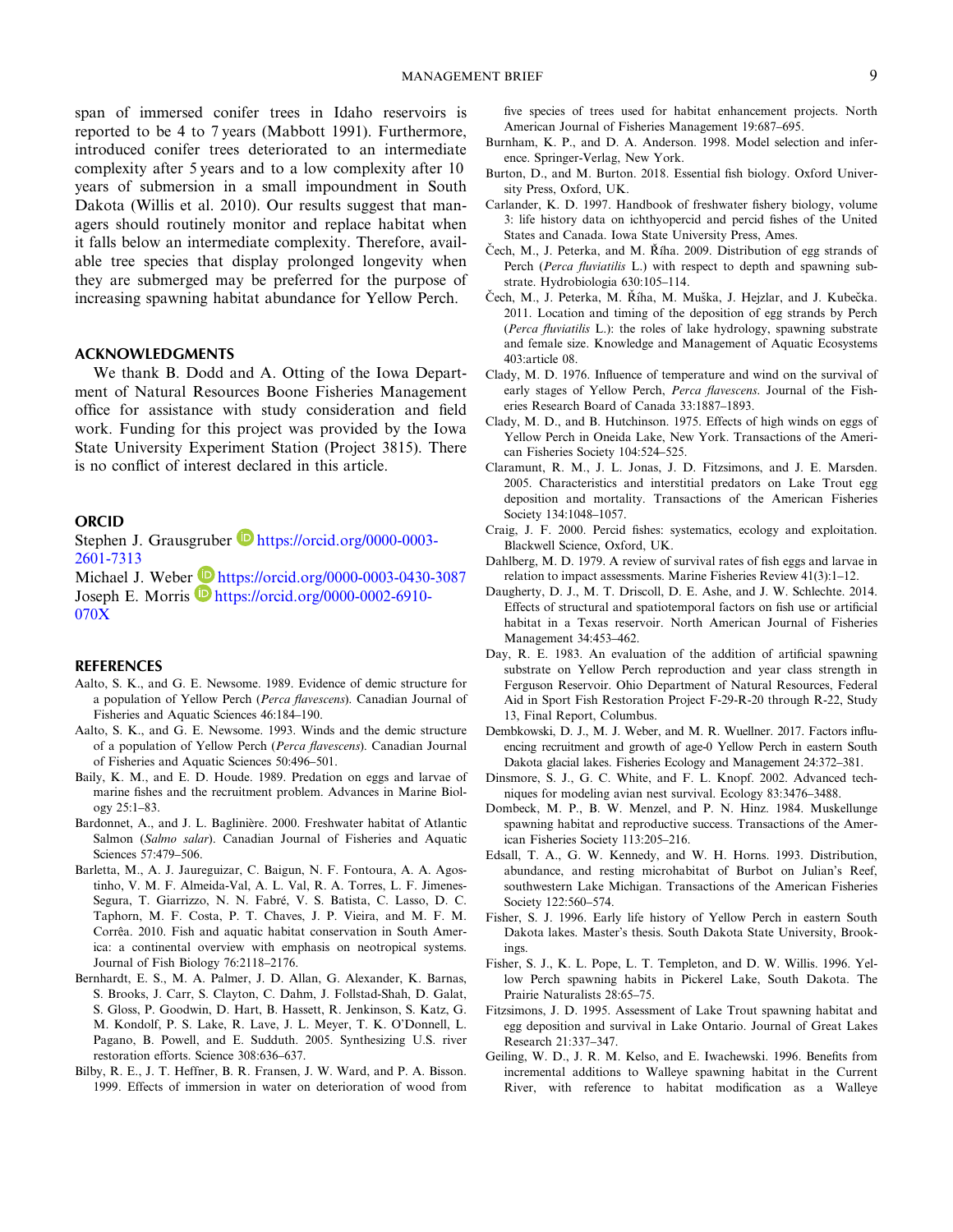span of immersed conifer trees in Idaho reservoirs is reported to be 4 to 7 years (Mabbott 1991). Furthermore, introduced conifer trees deteriorated to an intermediate complexity after 5 years and to a low complexity after 10 years of submersion in a small impoundment in South Dakota (Willis et al. 2010). Our results suggest that managers should routinely monitor and replace habitat when it falls below an intermediate complexity. Therefore, available tree species that display prolonged longevity when they are submerged may be preferred for the purpose of increasing spawning habitat abundance for Yellow Perch.

## ACKNOWLEDGMENTS

We thank B. Dodd and A. Otting of the Iowa Department of Natural Resources Boone Fisheries Management office for assistance with study consideration and field work. Funding for this project was provided by the Iowa State University Experiment Station (Project 3815). There is no conflict of interest declared in this article.

## ORCID

Stephen J. Grausgruber https://orcid.org/0000-0003-2601-7313
Michael J. Weber https://orcid.org/0000-0003-0430-3087
Joseph E. Morris https://orcid.org/0000-0002-6910-070X

## REFERENCES

Aalto, S. K., and G. E. Newsome. 1989. Evidence of demic structure for a population of Yellow Perch (*Perca flavescens*). Canadian Journal of Fisheries and Aquatic Sciences 46:184–190.

Aalto, S. K., and G. E. Newsome. 1993. Winds and the demic structure of a population of Yellow Perch (*Perca flavescens*). Canadian Journal of Fisheries and Aquatic Sciences 50:496–501.

Baily, K. M., and E. D. Houde. 1989. Predation on eggs and larvae of marine fishes and the recruitment problem. Advances in Marine Biology 25:1–83.

Bardonnet, A., and J. L. Baglinière. 2000. Freshwater habitat of Atlantic Salmon (*Salmo salar*). Canadian Journal of Fisheries and Aquatic Sciences 57:479–506.

Barletta, M., A. J. Jaureguizar, C. Baigun, N. F. Fontoura, A. A. Agostinho, V. M. F. Almeida-Val, A. L. Val, R. A. Torres, L. F. Jimenes-Segura, T. Giarrizzo, N. N. Fabré, V. S. Batista, C. Lasso, D. C. Taphorn, M. F. Costa, P. T. Chaves, J. P. Vieira, and M. F. M. Corrêa. 2010. Fish and aquatic habitat conservation in South America: a continental overview with emphasis on neotropical systems. Journal of Fish Biology 76:2118–2176.

Bernhardt, E. S., M. A. Palmer, J. D. Allan, G. Alexander, K. Barnas, S. Brooks, J. Carr, S. Clayton, C. Dahm, J. Follstad-Shah, D. Galat, S. Gloss, P. Goodwin, D. Hart, B. Hassett, R. Jenkinson, S. Katz, G. M. Kondolf, P. S. Lake, R. Lave, J. L. Meyer, T. K. O'Donnell, L. Pagano, B. Powell, and E. Sudduth. 2005. Synthesizing U.S. river restoration efforts. Science 308:636–637.

Bilby, R. E., J. T. Heffner, B. R. Fransen, J. W. Ward, and P. A. Bisson. 1999. Effects of immersion in water on deterioration of wood from five species of trees used for habitat enhancement projects. North American Journal of Fisheries Management 19:687–695.

Burnham, K. P., and D. A. Anderson. 1998. Model selection and inference. Springer-Verlag, New York.

Burton, D., and M. Burton. 2018. Essential fish biology. Oxford University Press, Oxford, UK.

Carlander, K. D. 1997. Handbook of freshwater fishery biology, volume 3: life history data on ichthyopercid and percid fishes of the United States and Canada. Iowa State University Press, Ames.

Čech, M., J. Peterka, and M. Říha. 2009. Distribution of egg strands of Perch (*Perca fluviatilis* L.) with respect to depth and spawning substrate. Hydrobiologia 630:105–114.

Čech, M., J. Peterka, M. Říha, M. Muška, J. Hejzlar, and J. Kubečka. 2011. Location and timing of the deposition of egg strands by Perch (*Perca fluviatilis* L.): the roles of lake hydrology, spawning substrate and female size. Knowledge and Management of Aquatic Ecosystems 403:article 08.

Clady, M. D. 1976. Influence of temperature and wind on the survival of early stages of Yellow Perch, *Perca flavescens*. Journal of the Fisheries Research Board of Canada 33:1887–1893.

Clady, M. D., and B. Hutchinson. 1975. Effects of high winds on eggs of Yellow Perch in Oneida Lake, New York. Transactions of the American Fisheries Society 104:524–525.

Claramunt, R. M., J. L. Jonas, J. D. Fitzsimons, and J. E. Marsden. 2005. Characteristics and interstitial predators on Lake Trout egg deposition and mortality. Transactions of the American Fisheries Society 134:1048–1057.

Craig, J. F. 2000. Percid fishes: systematics, ecology and exploitation. Blackwell Science, Oxford, UK.

Dahlberg, M. D. 1979. A review of survival rates of fish eggs and larvae in relation to impact assessments. Marine Fisheries Review 41(3):1–12.

Daugherty, D. J., M. T. Driscoll, D. E. Ashe, and J. W. Schlechte. 2014. Effects of structural and spatiotemporal factors on fish use or artificial habitat in a Texas reservoir. North American Journal of Fisheries Management 34:453–462.

Day, R. E. 1983. An evaluation of the addition of artificial spawning substrate on Yellow Perch reproduction and year class strength in Ferguson Reservoir. Ohio Department of Natural Resources, Federal Aid in Sport Fish Restoration Project F-29-R-20 through R-22, Study 13, Final Report, Columbus.

Dembkowski, D. J., M. J. Weber, and M. R. Wuellner. 2017. Factors influencing recruitment and growth of age-0 Yellow Perch in eastern South Dakota glacial lakes. Fisheries Ecology and Management 24:372–381.

Dinsmore, S. J., G. C. White, and F. L. Knopf. 2002. Advanced techniques for modeling avian nest survival. Ecology 83:3476–3488.

Dombeck, M. P., B. W. Menzel, and P. N. Hinz. 1984. Muskellunge spawning habitat and reproductive success. Transactions of the American Fisheries Society 113:205–216.

Edsall, T. A., G. W. Kennedy, and W. H. Horns. 1993. Distribution, abundance, and resting microhabitat of Burbot on Julian's Reef, southwestern Lake Michigan. Transactions of the American Fisheries Society 122:560–574.

Fisher, S. J. 1996. Early life history of Yellow Perch in eastern South Dakota lakes. Master's thesis. South Dakota State University, Brookings.

Fisher, S. J., K. L. Pope, L. T. Templeton, and D. W. Willis. 1996. Yellow Perch spawning habits in Pickerel Lake, South Dakota. The Prairie Naturalists 28:65–75.

Fitzsimons, J. D. 1995. Assessment of Lake Trout spawning habitat and egg deposition and survival in Lake Ontario. Journal of Great Lakes Research 21:337–347.

Geiling, W. D., J. R. M. Kelso, and E. Iwachewski. 1996. Benefits from incremental additions to Walleye spawning habitat in the Current River, with reference to habitat modification as a Walleye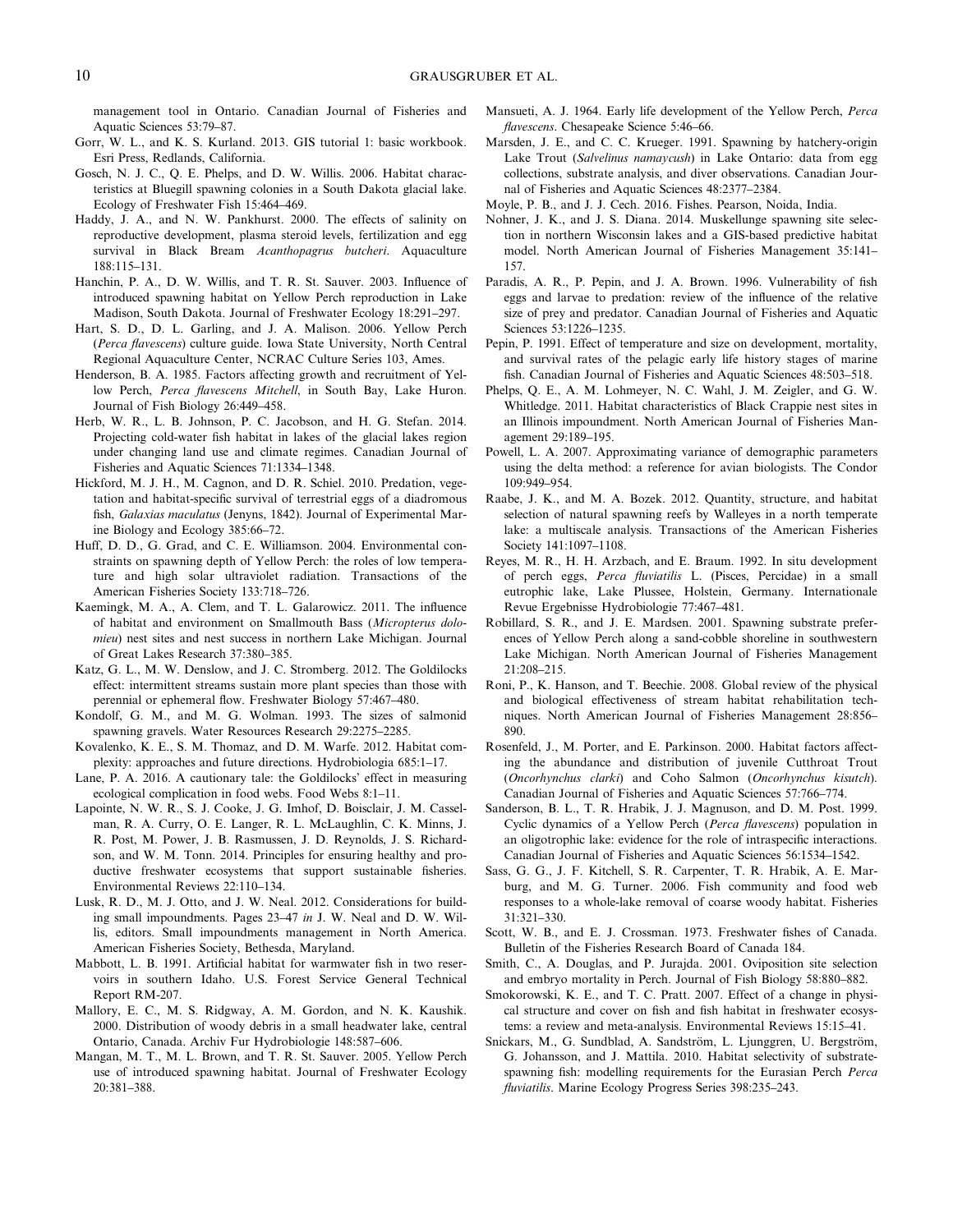management tool in Ontario. Canadian Journal of Fisheries and Aquatic Sciences 53:79–87.

Gorr, W. L., and K. S. Kurland. 2013. GIS tutorial 1: basic workbook. Esri Press, Redlands, California.

Gosch, N. J. C., Q. E. Phelps, and D. W. Willis. 2006. Habitat characteristics at Bluegill spawning colonies in a South Dakota glacial lake. Ecology of Freshwater Fish 15:464–469.

Haddy, J. A., and N. W. Pankhurst. 2000. The effects of salinity on reproductive development, plasma steroid levels, fertilization and egg survival in Black Bream *Acanthopagrus butcheri*. Aquaculture 188:115–131.

Hanchin, P. A., D. W. Willis, and T. R. St. Sauver. 2003. Influence of introduced spawning habitat on Yellow Perch reproduction in Lake Madison, South Dakota. Journal of Freshwater Ecology 18:291–297.

Hart, S. D., D. L. Garling, and J. A. Malison. 2006. Yellow Perch (*Perca flavescens*) culture guide. Iowa State University, North Central Regional Aquaculture Center, NCRAC Culture Series 103, Ames.

Henderson, B. A. 1985. Factors affecting growth and recruitment of Yellow Perch, *Perca flavescens Mitchell*, in South Bay, Lake Huron. Journal of Fish Biology 26:449–458.

Herb, W. R., L. B. Johnson, P. C. Jacobson, and H. G. Stefan. 2014. Projecting cold-water fish habitat in lakes of the glacial lakes region under changing land use and climate regimes. Canadian Journal of Fisheries and Aquatic Sciences 71:1334–1348.

Hickford, M. J. H., M. Cagnon, and D. R. Schiel. 2010. Predation, vegetation and habitat-specific survival of terrestrial eggs of a diadromous fish, *Galaxias maculatus* (Jenyns, 1842). Journal of Experimental Marine Biology and Ecology 385:66–72.

Huff, D. D., G. Grad, and C. E. Williamson. 2004. Environmental constraints on spawning depth of Yellow Perch: the roles of low temperature and high solar ultraviolet radiation. Transactions of the American Fisheries Society 133:718–726.

Kaemingk, M. A., A. Clem, and T. L. Galarowicz. 2011. The influence of habitat and environment on Smallmouth Bass (*Micropterus dolomieu*) nest sites and nest success in northern Lake Michigan. Journal of Great Lakes Research 37:380–385.

Katz, G. L., M. W. Denslow, and J. C. Stromberg. 2012. The Goldilocks effect: intermittent streams sustain more plant species than those with perennial or ephemeral flow. Freshwater Biology 57:467–480.

Kondolf, G. M., and M. G. Wolman. 1993. The sizes of salmonid spawning gravels. Water Resources Research 29:2275–2285.

Kovalenko, K. E., S. M. Thomaz, and D. M. Warfe. 2012. Habitat complexity: approaches and future directions. Hydrobiologia 685:1–17.

Lane, P. A. 2016. A cautionary tale: the Goldilocks' effect in measuring ecological complication in food webs. Food Webs 8:1–11.

Lapointe, N. W. R., S. J. Cooke, J. G. Imhof, D. Boisclair, J. M. Casselman, R. A. Curry, O. E. Langer, R. L. McLaughlin, C. K. Minns, J. R. Post, M. Power, J. B. Rasmussen, J. D. Reynolds, J. S. Richardson, and W. M. Tonn. 2014. Principles for ensuring healthy and productive freshwater ecosystems that support sustainable fisheries. Environmental Reviews 22:110–134.

Lusk, R. D., M. J. Otto, and J. W. Neal. 2012. Considerations for building small impoundments. Pages 23–47 *in* J. W. Neal and D. W. Willis, editors. Small impoundments management in North America. American Fisheries Society, Bethesda, Maryland.

Mabbott, L. B. 1991. Artificial habitat for warmwater fish in two reservoirs in southern Idaho. U.S. Forest Service General Technical Report RM-207.

Mallory, E. C., M. S. Ridgway, A. M. Gordon, and N. K. Kaushik. 2000. Distribution of woody debris in a small headwater lake, central Ontario, Canada. Archiv Fur Hydrobiologie 148:587–606.

Mangan, M. T., M. L. Brown, and T. R. St. Sauver. 2005. Yellow Perch use of introduced spawning habitat. Journal of Freshwater Ecology 20:381–388.

Mansueti, A. J. 1964. Early life development of the Yellow Perch, *Perca flavescens*. Chesapeake Science 5:46–66.

Marsden, J. E., and C. C. Krueger. 1991. Spawning by hatchery-origin Lake Trout (*Salvelinus namaycush*) in Lake Ontario: data from egg collections, substrate analysis, and diver observations. Canadian Journal of Fisheries and Aquatic Sciences 48:2377–2384.

Moyle, P. B., and J. J. Cech. 2016. Fishes. Pearson, Noida, India.

Nohner, J. K., and J. S. Diana. 2014. Muskellunge spawning site selection in northern Wisconsin lakes and a GIS-based predictive habitat model. North American Journal of Fisheries Management 35:141–157.

Paradis, A. R., P. Pepin, and J. A. Brown. 1996. Vulnerability of fish eggs and larvae to predation: review of the influence of the relative size of prey and predator. Canadian Journal of Fisheries and Aquatic Sciences 53:1226–1235.

Pepin, P. 1991. Effect of temperature and size on development, mortality, and survival rates of the pelagic early life history stages of marine fish. Canadian Journal of Fisheries and Aquatic Sciences 48:503–518.

Phelps, Q. E., A. M. Lohmeyer, N. C. Wahl, J. M. Zeigler, and G. W. Whitledge. 2011. Habitat characteristics of Black Crappie nest sites in an Illinois impoundment. North American Journal of Fisheries Management 29:189–195.

Powell, L. A. 2007. Approximating variance of demographic parameters using the delta method: a reference for avian biologists. The Condor 109:949–954.

Raabe, J. K., and M. A. Bozek. 2012. Quantity, structure, and habitat selection of natural spawning reefs by Walleyes in a north temperate lake: a multiscale analysis. Transactions of the American Fisheries Society 141:1097–1108.

Reyes, M. R., H. H. Arzbach, and E. Braum. 1992. In situ development of perch eggs, *Perca fluviatilis* L. (Pisces, Percidae) in a small eutrophic lake, Lake Plussee, Holstein, Germany. Internationale Revue Ergebnisse Hydrobiologie 77:467–481.

Robillard, S. R., and J. E. Mardsen. 2001. Spawning substrate preferences of Yellow Perch along a sand-cobble shoreline in southwestern Lake Michigan. North American Journal of Fisheries Management 21:208–215.

Roni, P., K. Hanson, and T. Beechie. 2008. Global review of the physical and biological effectiveness of stream habitat rehabilitation techniques. North American Journal of Fisheries Management 28:856–890.

Rosenfeld, J., M. Porter, and E. Parkinson. 2000. Habitat factors affecting the abundance and distribution of juvenile Cutthroat Trout (*Oncorhynchus clarki*) and Coho Salmon (*Oncorhynchus kisutch*). Canadian Journal of Fisheries and Aquatic Sciences 57:766–774.

Sanderson, B. L., T. R. Hrabik, J. J. Magnuson, and D. M. Post. 1999. Cyclic dynamics of a Yellow Perch (*Perca flavescens*) population in an oligotrophic lake: evidence for the role of intraspecific interactions. Canadian Journal of Fisheries and Aquatic Sciences 56:1534–1542.

Sass, G. G., J. F. Kitchell, S. R. Carpenter, T. R. Hrabik, A. E. Marburg, and M. G. Turner. 2006. Fish community and food web responses to a whole-lake removal of coarse woody habitat. Fisheries 31:321–330.

Scott, W. B., and E. J. Crossman. 1973. Freshwater fishes of Canada. Bulletin of the Fisheries Research Board of Canada 184.

Smith, C., A. Douglas, and P. Jurajda. 2001. Oviposition site selection and embryo mortality in Perch. Journal of Fish Biology 58:880–882.

Smokorowski, K. E., and T. C. Pratt. 2007. Effect of a change in physical structure and cover on fish and fish habitat in freshwater ecosystems: a review and meta-analysis. Environmental Reviews 15:15–41.

Snickars, M., G. Sundblad, A. Sandström, L. Ljunggren, U. Bergström, G. Johansson, and J. Mattila. 2010. Habitat selectivity of substrate-spawning fish: modelling requirements for the Eurasian Perch *Perca fluviatilis*. Marine Ecology Progress Series 398:235–243.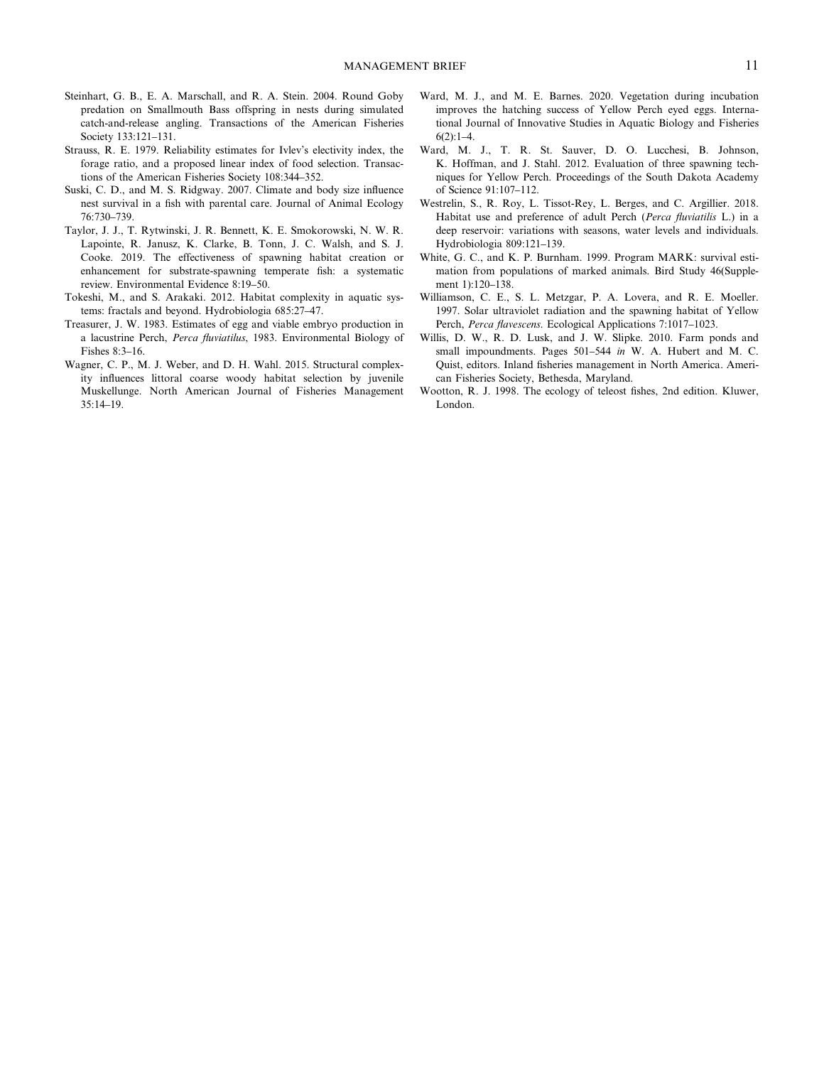Steinhart, G. B., E. A. Marschall, and R. A. Stein. 2004. Round Goby predation on Smallmouth Bass offspring in nests during simulated catch-and-release angling. Transactions of the American Fisheries Society 133:121–131.

Strauss, R. E. 1979. Reliability estimates for Ivlev's electivity index, the forage ratio, and a proposed linear index of food selection. Transactions of the American Fisheries Society 108:344–352.

Suski, C. D., and M. S. Ridgway. 2007. Climate and body size influence nest survival in a fish with parental care. Journal of Animal Ecology 76:730–739.

Taylor, J. J., T. Rytwinski, J. R. Bennett, K. E. Smokorowski, N. W. R. Lapointe, R. Janusz, K. Clarke, B. Tonn, J. C. Walsh, and S. J. Cooke. 2019. The effectiveness of spawning habitat creation or enhancement for substrate-spawning temperate fish: a systematic review. Environmental Evidence 8:19–50.

Tokeshi, M., and S. Arakaki. 2012. Habitat complexity in aquatic systems: fractals and beyond. Hydrobiologia 685:27–47.

Treasurer, J. W. 1983. Estimates of egg and viable embryo production in a lacustrine Perch, *Perca fluviatilus*, 1983. Environmental Biology of Fishes 8:3–16.

Wagner, C. P., M. J. Weber, and D. H. Wahl. 2015. Structural complexity influences littoral coarse woody habitat selection by juvenile Muskellunge. North American Journal of Fisheries Management 35:14–19.

Ward, M. J., and M. E. Barnes. 2020. Vegetation during incubation improves the hatching success of Yellow Perch eyed eggs. International Journal of Innovative Studies in Aquatic Biology and Fisheries 6(2):1–4.

Ward, M. J., T. R. St. Sauver, D. O. Lucchesi, B. Johnson, K. Hoffman, and J. Stahl. 2012. Evaluation of three spawning techniques for Yellow Perch. Proceedings of the South Dakota Academy of Science 91:107–112.

Westrelin, S., R. Roy, L. Tissot-Rey, L. Berges, and C. Argillier. 2018. Habitat use and preference of adult Perch (*Perca fluviatilis* L.) in a deep reservoir: variations with seasons, water levels and individuals. Hydrobiologia 809:121–139.

White, G. C., and K. P. Burnham. 1999. Program MARK: survival estimation from populations of marked animals. Bird Study 46(Supplement 1):120–138.

Williamson, C. E., S. L. Metzgar, P. A. Lovera, and R. E. Moeller. 1997. Solar ultraviolet radiation and the spawning habitat of Yellow Perch, *Perca flavescens*. Ecological Applications 7:1017–1023.

Willis, D. W., R. D. Lusk, and J. W. Slipke. 2010. Farm ponds and small impoundments. Pages 501–544 *in* W. A. Hubert and M. C. Quist, editors. Inland fisheries management in North America. American Fisheries Society, Bethesda, Maryland.

Wootton, R. J. 1998. The ecology of teleost fishes, 2nd edition. Kluwer, London.